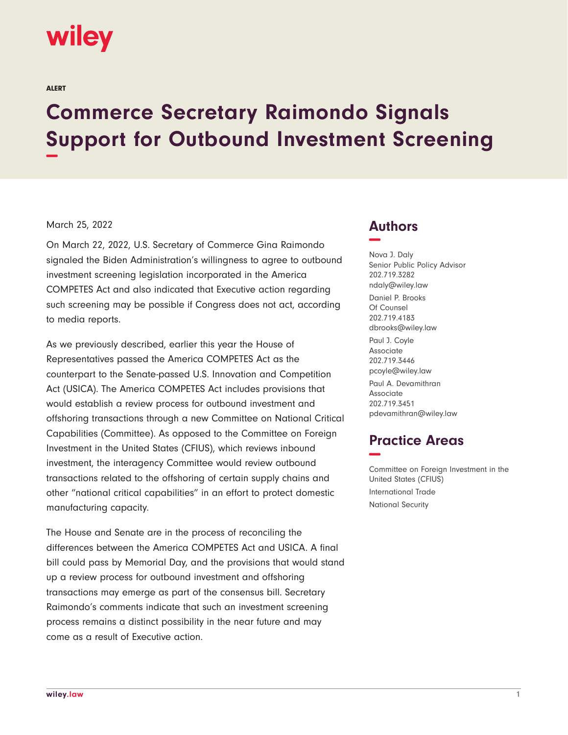wiley

ALERT

# Commerce Secretary Raimondo Signals Support for Outbound Investment Screening

March 25, 2022

On March 22, 2022, U.S. Secretary of Commerce Gina Raimondo signaled the Biden Administration's willingness to agree to outbound investment screening legislation incorporated in the America COMPETES Act and also indicated that Executive action regarding such screening may be possible if Congress does not act, according to media reports.

As we previously described, earlier this year the House of Representatives passed the America COMPETES Act as the counterpart to the Senate-passed U.S. Innovation and Competition Act (USICA). The America COMPETES Act includes provisions that would establish a review process for outbound investment and offshoring transactions through a new Committee on National Critical Capabilities (Committee). As opposed to the Committee on Foreign Investment in the United States (CFIUS), which reviews inbound investment, the interagency Committee would review outbound transactions related to the offshoring of certain supply chains and other "national critical capabilities" in an effort to protect domestic manufacturing capacity.

The House and Senate are in the process of reconciling the differences between the America COMPETES Act and USICA. A final bill could pass by Memorial Day, and the provisions that would stand up a review process for outbound investment and offshoring transactions may emerge as part of the consensus bill. Secretary Raimondo's comments indicate that such an investment screening process remains a distinct possibility in the near future and may come as a result of Executive action.

## Authors

Nova J. Daly
Senior Public Policy Advisor
202.719.3282
ndaly@wiley.law

Daniel P. Brooks
Of Counsel
202.719.4183
dbrooks@wiley.law

Paul J. Coyle
Associate
202.719.3446
pcoyle@wiley.law

Paul A. Devamithran
Associate
202.719.3451
pdevamithran@wiley.law

## Practice Areas

Committee on Foreign Investment in the United States (CFIUS)

International Trade

National Security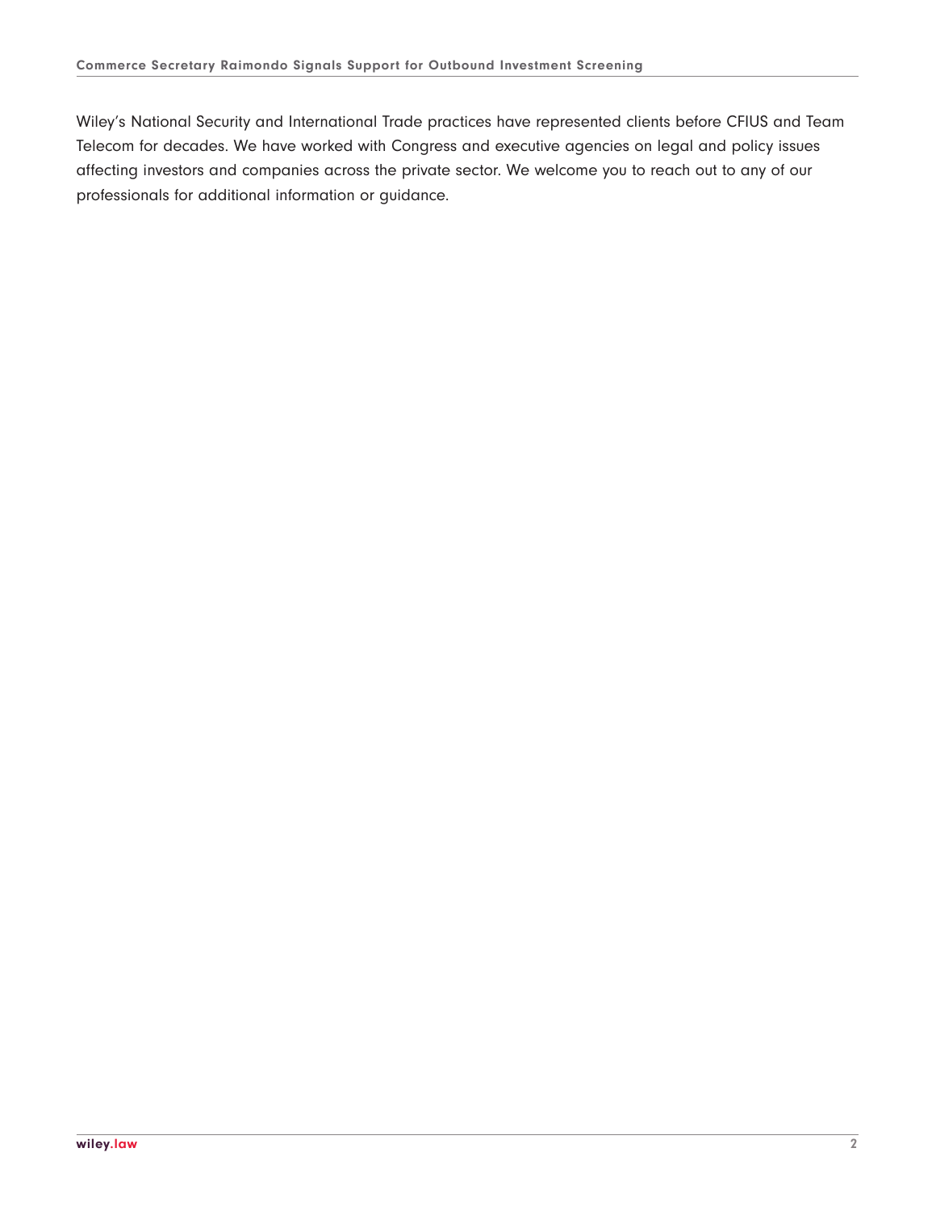Wiley's National Security and International Trade practices have represented clients before CFIUS and Team Telecom for decades. We have worked with Congress and executive agencies on legal and policy issues affecting investors and companies across the private sector. We welcome you to reach out to any of our professionals for additional information or guidance.